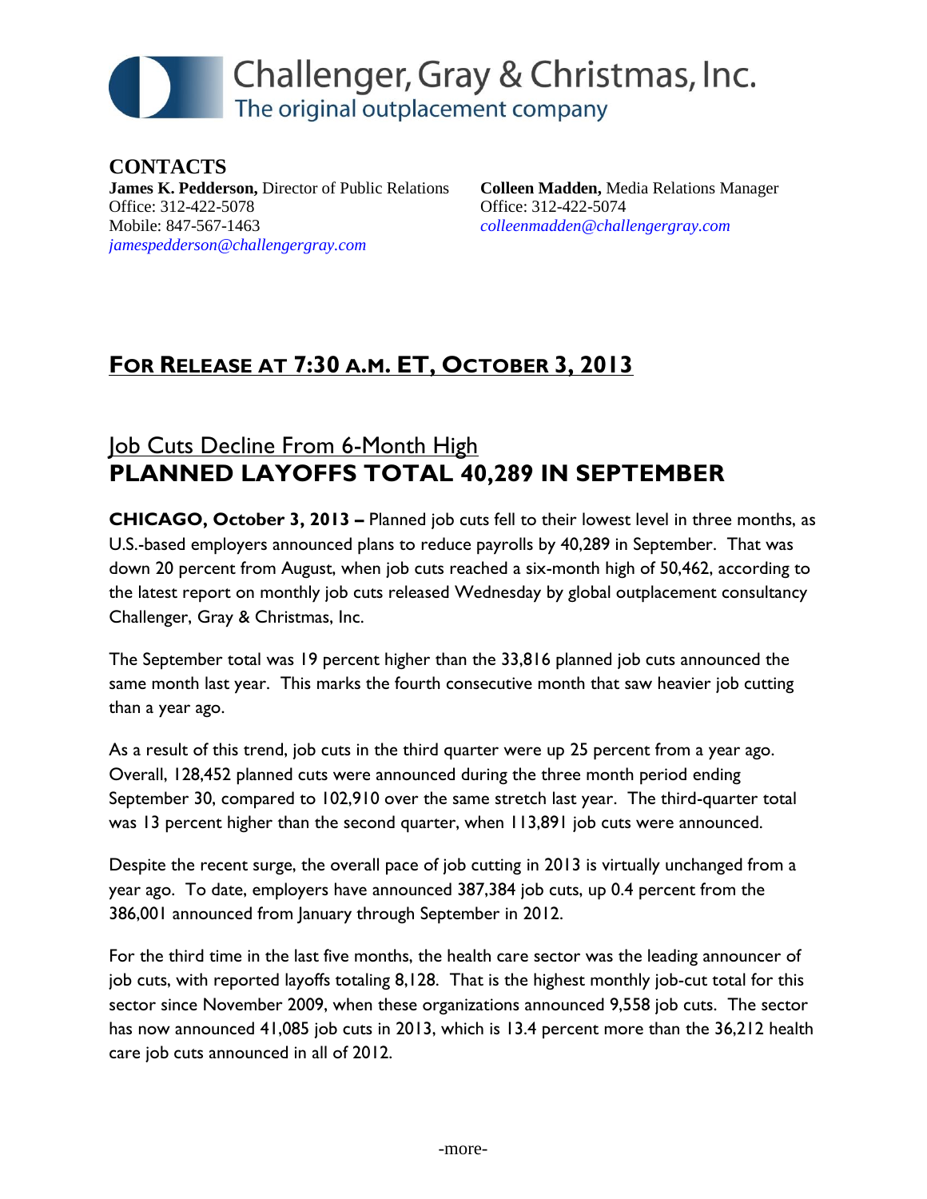# Challenger, Gray & Christmas, Inc.
The original outplacement company

**CONTACTS**

**James K. Pedderson,** Director of Public Relations
Office: 312-422-5078
Mobile: 847-567-1463
*jamespedderson@challengergray.com*

**Colleen Madden,** Media Relations Manager
Office: 312-422-5074
*colleenmadden@challengergray.com*

## FOR RELEASE AT 7:30 A.M. ET, OCTOBER 3, 2013

## Job Cuts Decline From 6-Month High
# PLANNED LAYOFFS TOTAL 40,289 IN SEPTEMBER

**CHICAGO, October 3, 2013 –** Planned job cuts fell to their lowest level in three months, as U.S.-based employers announced plans to reduce payrolls by 40,289 in September. That was down 20 percent from August, when job cuts reached a six-month high of 50,462, according to the latest report on monthly job cuts released Wednesday by global outplacement consultancy Challenger, Gray & Christmas, Inc.

The September total was 19 percent higher than the 33,816 planned job cuts announced the same month last year. This marks the fourth consecutive month that saw heavier job cutting than a year ago.

As a result of this trend, job cuts in the third quarter were up 25 percent from a year ago. Overall, 128,452 planned cuts were announced during the three month period ending September 30, compared to 102,910 over the same stretch last year. The third-quarter total was 13 percent higher than the second quarter, when 113,891 job cuts were announced.

Despite the recent surge, the overall pace of job cutting in 2013 is virtually unchanged from a year ago. To date, employers have announced 387,384 job cuts, up 0.4 percent from the 386,001 announced from January through September in 2012.

For the third time in the last five months, the health care sector was the leading announcer of job cuts, with reported layoffs totaling 8,128. That is the highest monthly job-cut total for this sector since November 2009, when these organizations announced 9,558 job cuts. The sector has now announced 41,085 job cuts in 2013, which is 13.4 percent more than the 36,212 health care job cuts announced in all of 2012.

-more-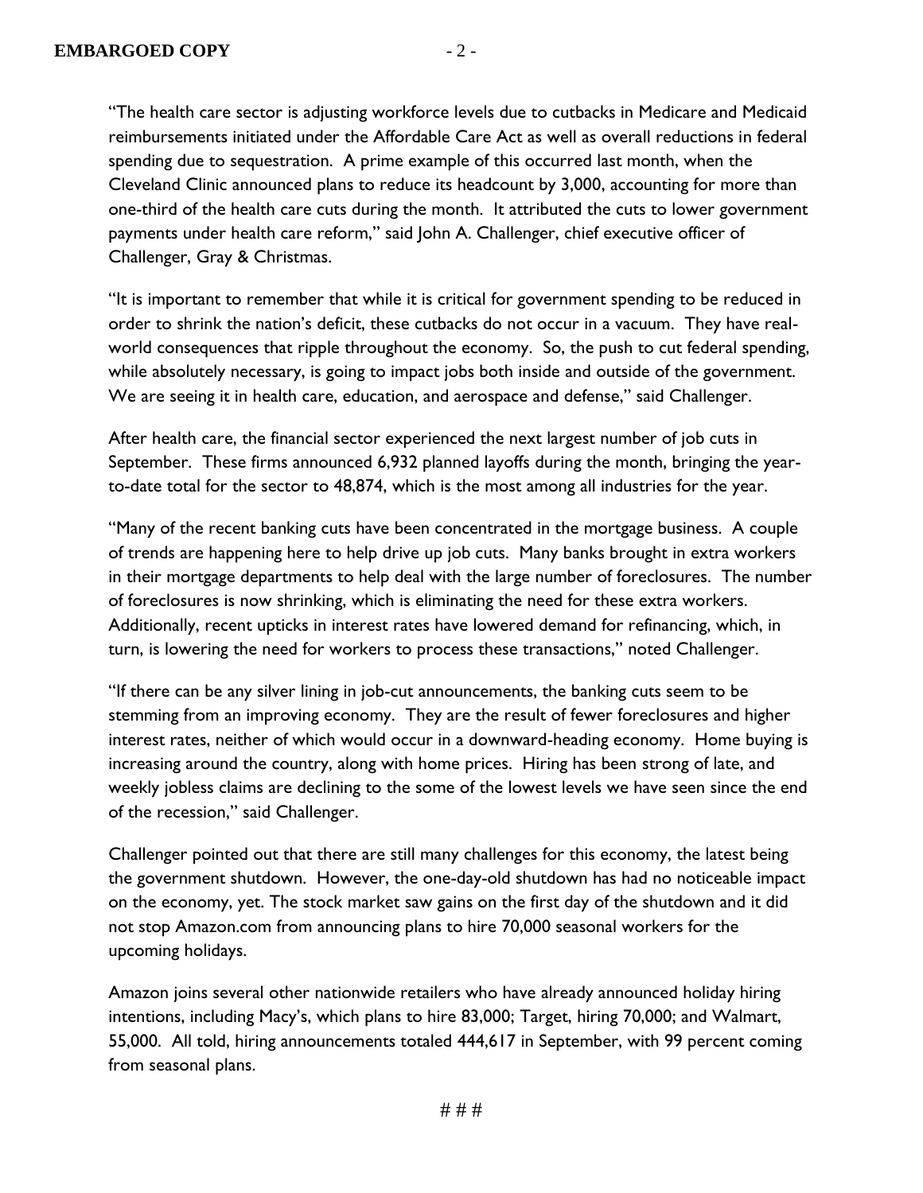"The health care sector is adjusting workforce levels due to cutbacks in Medicare and Medicaid reimbursements initiated under the Affordable Care Act as well as overall reductions in federal spending due to sequestration. A prime example of this occurred last month, when the Cleveland Clinic announced plans to reduce its headcount by 3,000, accounting for more than one-third of the health care cuts during the month. It attributed the cuts to lower government payments under health care reform," said John A. Challenger, chief executive officer of Challenger, Gray & Christmas.

"It is important to remember that while it is critical for government spending to be reduced in order to shrink the nation's deficit, these cutbacks do not occur in a vacuum. They have real-world consequences that ripple throughout the economy. So, the push to cut federal spending, while absolutely necessary, is going to impact jobs both inside and outside of the government. We are seeing it in health care, education, and aerospace and defense," said Challenger.

After health care, the financial sector experienced the next largest number of job cuts in September. These firms announced 6,932 planned layoffs during the month, bringing the year-to-date total for the sector to 48,874, which is the most among all industries for the year.

"Many of the recent banking cuts have been concentrated in the mortgage business. A couple of trends are happening here to help drive up job cuts. Many banks brought in extra workers in their mortgage departments to help deal with the large number of foreclosures. The number of foreclosures is now shrinking, which is eliminating the need for these extra workers. Additionally, recent upticks in interest rates have lowered demand for refinancing, which, in turn, is lowering the need for workers to process these transactions," noted Challenger.

"If there can be any silver lining in job-cut announcements, the banking cuts seem to be stemming from an improving economy. They are the result of fewer foreclosures and higher interest rates, neither of which would occur in a downward-heading economy. Home buying is increasing around the country, along with home prices. Hiring has been strong of late, and weekly jobless claims are declining to the some of the lowest levels we have seen since the end of the recession," said Challenger.

Challenger pointed out that there are still many challenges for this economy, the latest being the government shutdown. However, the one-day-old shutdown has had no noticeable impact on the economy, yet. The stock market saw gains on the first day of the shutdown and it did not stop Amazon.com from announcing plans to hire 70,000 seasonal workers for the upcoming holidays.

Amazon joins several other nationwide retailers who have already announced holiday hiring intentions, including Macy's, which plans to hire 83,000; Target, hiring 70,000; and Walmart, 55,000. All told, hiring announcements totaled 444,617 in September, with 99 percent coming from seasonal plans.

# # #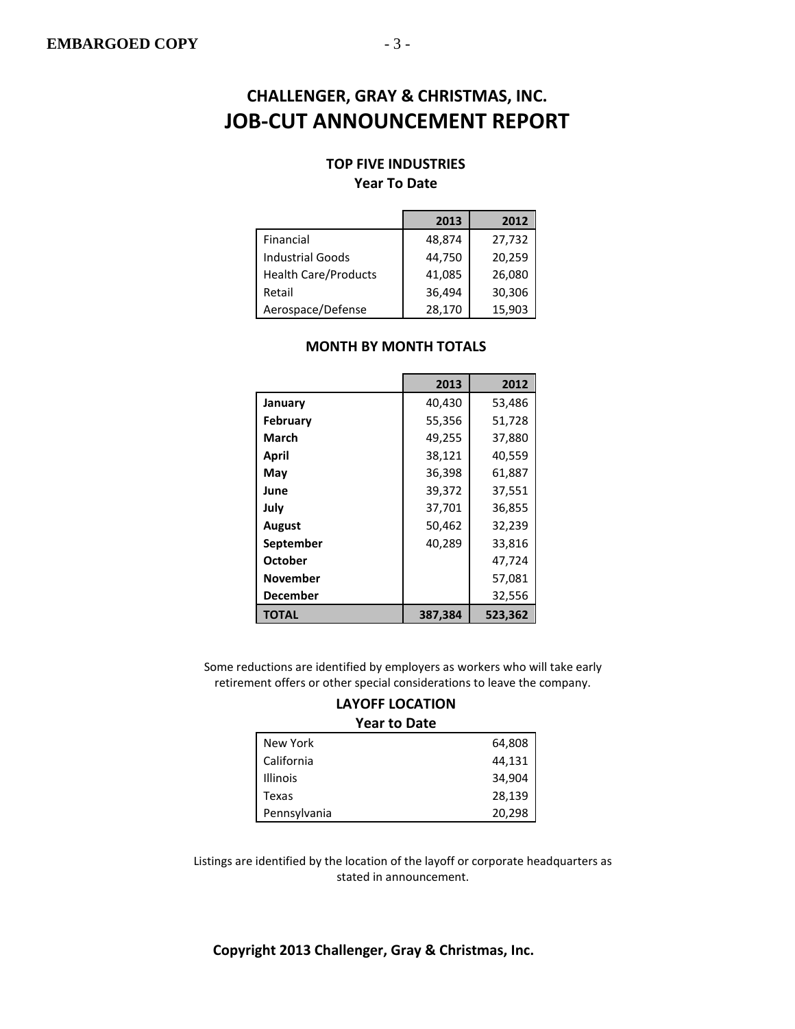# CHALLENGER, GRAY & CHRISTMAS, INC.
# JOB-CUT ANNOUNCEMENT REPORT

### TOP FIVE INDUSTRIES
### Year To Date

| | 2013 | 2012 |
|---|---|---|
| Financial | 48,874 | 27,732 |
| Industrial Goods | 44,750 | 20,259 |
| Health Care/Products | 41,085 | 26,080 |
| Retail | 36,494 | 30,306 |
| Aerospace/Defense | 28,170 | 15,903 |

### MONTH BY MONTH TOTALS

| | 2013 | 2012 |
|---|---|---|
| **January** | 40,430 | 53,486 |
| **February** | 55,356 | 51,728 |
| **March** | 49,255 | 37,880 |
| **April** | 38,121 | 40,559 |
| **May** | 36,398 | 61,887 |
| **June** | 39,372 | 37,551 |
| **July** | 37,701 | 36,855 |
| **August** | 50,462 | 32,239 |
| **September** | 40,289 | 33,816 |
| **October** | | 47,724 |
| **November** | | 57,081 |
| **December** | | 32,556 |
| **TOTAL** | **387,384** | **523,362** |

Some reductions are identified by employers as workers who will take early retirement offers or other special considerations to leave the company.

### LAYOFF LOCATION
### Year to Date

| | |
|---|---|
| New York | 64,808 |
| California | 44,131 |
| Illinois | 34,904 |
| Texas | 28,139 |
| Pennsylvania | 20,298 |

Listings are identified by the location of the layoff or corporate headquarters as stated in announcement.

**Copyright 2013 Challenger, Gray & Christmas, Inc.**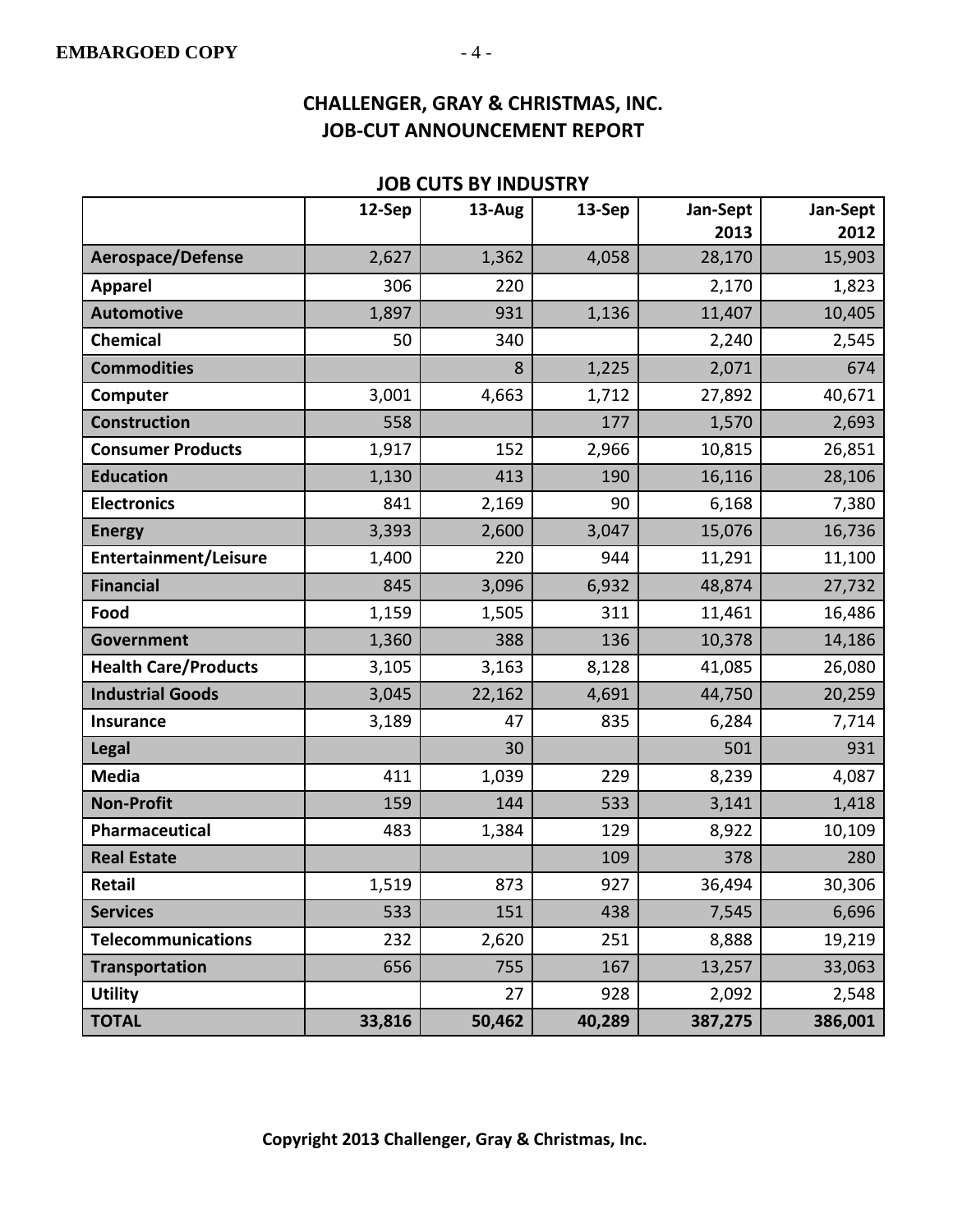## CHALLENGER, GRAY & CHRISTMAS, INC.
## JOB-CUT ANNOUNCEMENT REPORT

### JOB CUTS BY INDUSTRY

| | 12-Sep | 13-Aug | 13-Sep | Jan-Sept 2013 | Jan-Sept 2012 |
|---|---|---|---|---|---|
| **Aerospace/Defense** | 2,627 | 1,362 | 4,058 | 28,170 | 15,903 |
| **Apparel** | 306 | 220 | | 2,170 | 1,823 |
| **Automotive** | 1,897 | 931 | 1,136 | 11,407 | 10,405 |
| **Chemical** | 50 | 340 | | 2,240 | 2,545 |
| **Commodities** | | 8 | 1,225 | 2,071 | 674 |
| **Computer** | 3,001 | 4,663 | 1,712 | 27,892 | 40,671 |
| **Construction** | 558 | | 177 | 1,570 | 2,693 |
| **Consumer Products** | 1,917 | 152 | 2,966 | 10,815 | 26,851 |
| **Education** | 1,130 | 413 | 190 | 16,116 | 28,106 |
| **Electronics** | 841 | 2,169 | 90 | 6,168 | 7,380 |
| **Energy** | 3,393 | 2,600 | 3,047 | 15,076 | 16,736 |
| **Entertainment/Leisure** | 1,400 | 220 | 944 | 11,291 | 11,100 |
| **Financial** | 845 | 3,096 | 6,932 | 48,874 | 27,732 |
| **Food** | 1,159 | 1,505 | 311 | 11,461 | 16,486 |
| **Government** | 1,360 | 388 | 136 | 10,378 | 14,186 |
| **Health Care/Products** | 3,105 | 3,163 | 8,128 | 41,085 | 26,080 |
| **Industrial Goods** | 3,045 | 22,162 | 4,691 | 44,750 | 20,259 |
| **Insurance** | 3,189 | 47 | 835 | 6,284 | 7,714 |
| **Legal** | | 30 | | 501 | 931 |
| **Media** | 411 | 1,039 | 229 | 8,239 | 4,087 |
| **Non-Profit** | 159 | 144 | 533 | 3,141 | 1,418 |
| **Pharmaceutical** | 483 | 1,384 | 129 | 8,922 | 10,109 |
| **Real Estate** | | | 109 | 378 | 280 |
| **Retail** | 1,519 | 873 | 927 | 36,494 | 30,306 |
| **Services** | 533 | 151 | 438 | 7,545 | 6,696 |
| **Telecommunications** | 232 | 2,620 | 251 | 8,888 | 19,219 |
| **Transportation** | 656 | 755 | 167 | 13,257 | 33,063 |
| **Utility** | | 27 | 928 | 2,092 | 2,548 |
| **TOTAL** | **33,816** | **50,462** | **40,289** | **387,275** | **386,001** |

**Copyright 2013 Challenger, Gray & Christmas, Inc.**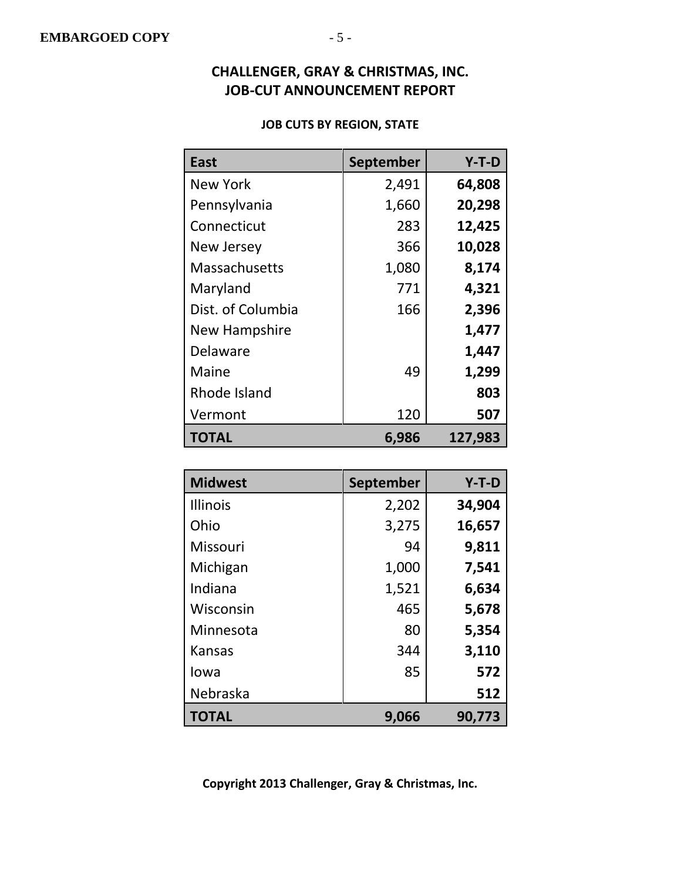**EMBARGOED COPY**

# CHALLENGER, GRAY & CHRISTMAS, INC.
# JOB-CUT ANNOUNCEMENT REPORT

### JOB CUTS BY REGION, STATE

| East | September | Y-T-D |
|---|---|---|
| New York | 2,491 | **64,808** |
| Pennsylvania | 1,660 | **20,298** |
| Connecticut | 283 | **12,425** |
| New Jersey | 366 | **10,028** |
| Massachusetts | 1,080 | **8,174** |
| Maryland | 771 | **4,321** |
| Dist. of Columbia | 166 | **2,396** |
| New Hampshire | | **1,477** |
| Delaware | | **1,447** |
| Maine | 49 | **1,299** |
| Rhode Island | | **803** |
| Vermont | 120 | **507** |
| **TOTAL** | **6,986** | **127,983** |

| Midwest | September | Y-T-D |
|---|---|---|
| Illinois | 2,202 | **34,904** |
| Ohio | 3,275 | **16,657** |
| Missouri | 94 | **9,811** |
| Michigan | 1,000 | **7,541** |
| Indiana | 1,521 | **6,634** |
| Wisconsin | 465 | **5,678** |
| Minnesota | 80 | **5,354** |
| Kansas | 344 | **3,110** |
| Iowa | 85 | **572** |
| Nebraska | | **512** |
| **TOTAL** | **9,066** | **90,773** |

**Copyright 2013 Challenger, Gray & Christmas, Inc.**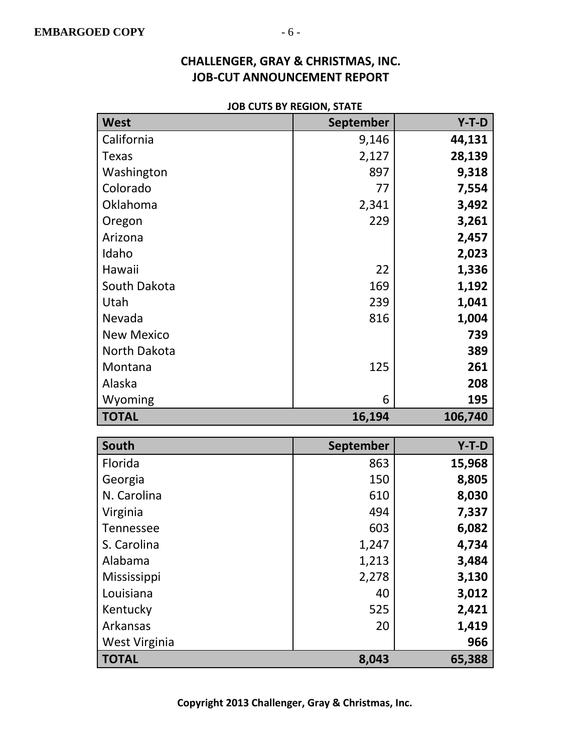**EMBARGOED COPY**

## CHALLENGER, GRAY & CHRISTMAS, INC.
## JOB-CUT ANNOUNCEMENT REPORT

**JOB CUTS BY REGION, STATE**

| West | September | Y-T-D |
|---|---|---|
| California | 9,146 | **44,131** |
| Texas | 2,127 | **28,139** |
| Washington | 897 | **9,318** |
| Colorado | 77 | **7,554** |
| Oklahoma | 2,341 | **3,492** |
| Oregon | 229 | **3,261** |
| Arizona | | **2,457** |
| Idaho | | **2,023** |
| Hawaii | 22 | **1,336** |
| South Dakota | 169 | **1,192** |
| Utah | 239 | **1,041** |
| Nevada | 816 | **1,004** |
| New Mexico | | **739** |
| North Dakota | | **389** |
| Montana | 125 | **261** |
| Alaska | | **208** |
| Wyoming | 6 | **195** |
| **TOTAL** | **16,194** | **106,740** |

| South | September | Y-T-D |
|---|---|---|
| Florida | 863 | **15,968** |
| Georgia | 150 | **8,805** |
| N. Carolina | 610 | **8,030** |
| Virginia | 494 | **7,337** |
| Tennessee | 603 | **6,082** |
| S. Carolina | 1,247 | **4,734** |
| Alabama | 1,213 | **3,484** |
| Mississippi | 2,278 | **3,130** |
| Louisiana | 40 | **3,012** |
| Kentucky | 525 | **2,421** |
| Arkansas | 20 | **1,419** |
| West Virginia | | **966** |
| **TOTAL** | **8,043** | **65,388** |

**Copyright 2013 Challenger, Gray & Christmas, Inc.**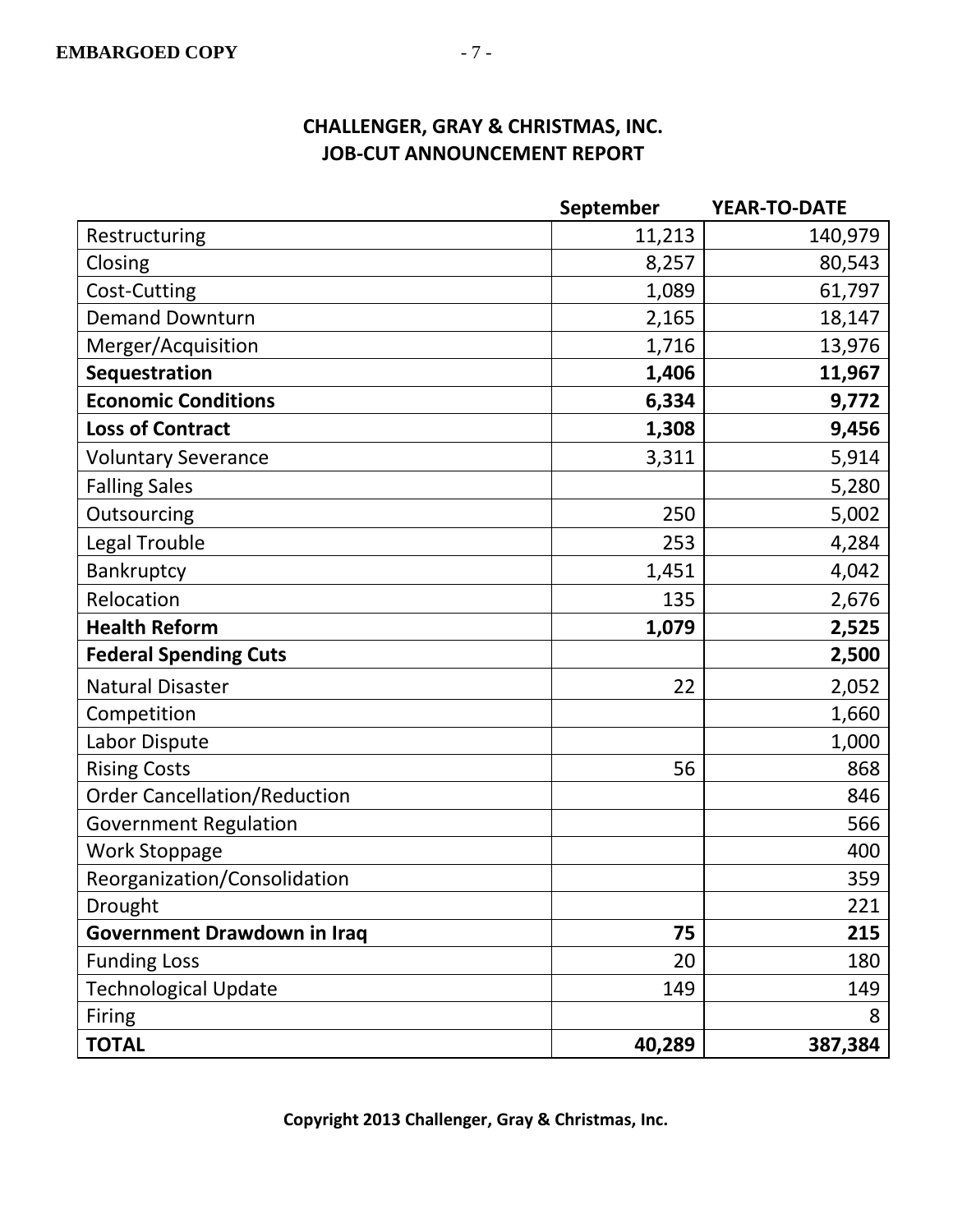## CHALLENGER, GRAY & CHRISTMAS, INC.
## JOB-CUT ANNOUNCEMENT REPORT

| | September | YEAR-TO-DATE |
|---|---|---|
| Restructuring | 11,213 | 140,979 |
| Closing | 8,257 | 80,543 |
| Cost-Cutting | 1,089 | 61,797 |
| Demand Downturn | 2,165 | 18,147 |
| Merger/Acquisition | 1,716 | 13,976 |
| **Sequestration** | **1,406** | **11,967** |
| **Economic Conditions** | **6,334** | **9,772** |
| **Loss of Contract** | **1,308** | **9,456** |
| Voluntary Severance | 3,311 | 5,914 |
| Falling Sales | | 5,280 |
| Outsourcing | 250 | 5,002 |
| Legal Trouble | 253 | 4,284 |
| Bankruptcy | 1,451 | 4,042 |
| Relocation | 135 | 2,676 |
| **Health Reform** | **1,079** | **2,525** |
| **Federal Spending Cuts** | | **2,500** |
| Natural Disaster | 22 | 2,052 |
| Competition | | 1,660 |
| Labor Dispute | | 1,000 |
| Rising Costs | 56 | 868 |
| Order Cancellation/Reduction | | 846 |
| Government Regulation | | 566 |
| Work Stoppage | | 400 |
| Reorganization/Consolidation | | 359 |
| Drought | | 221 |
| **Government Drawdown in Iraq** | **75** | **215** |
| Funding Loss | 20 | 180 |
| Technological Update | 149 | 149 |
| Firing | | 8 |
| **TOTAL** | **40,289** | **387,384** |

**Copyright 2013 Challenger, Gray & Christmas, Inc.**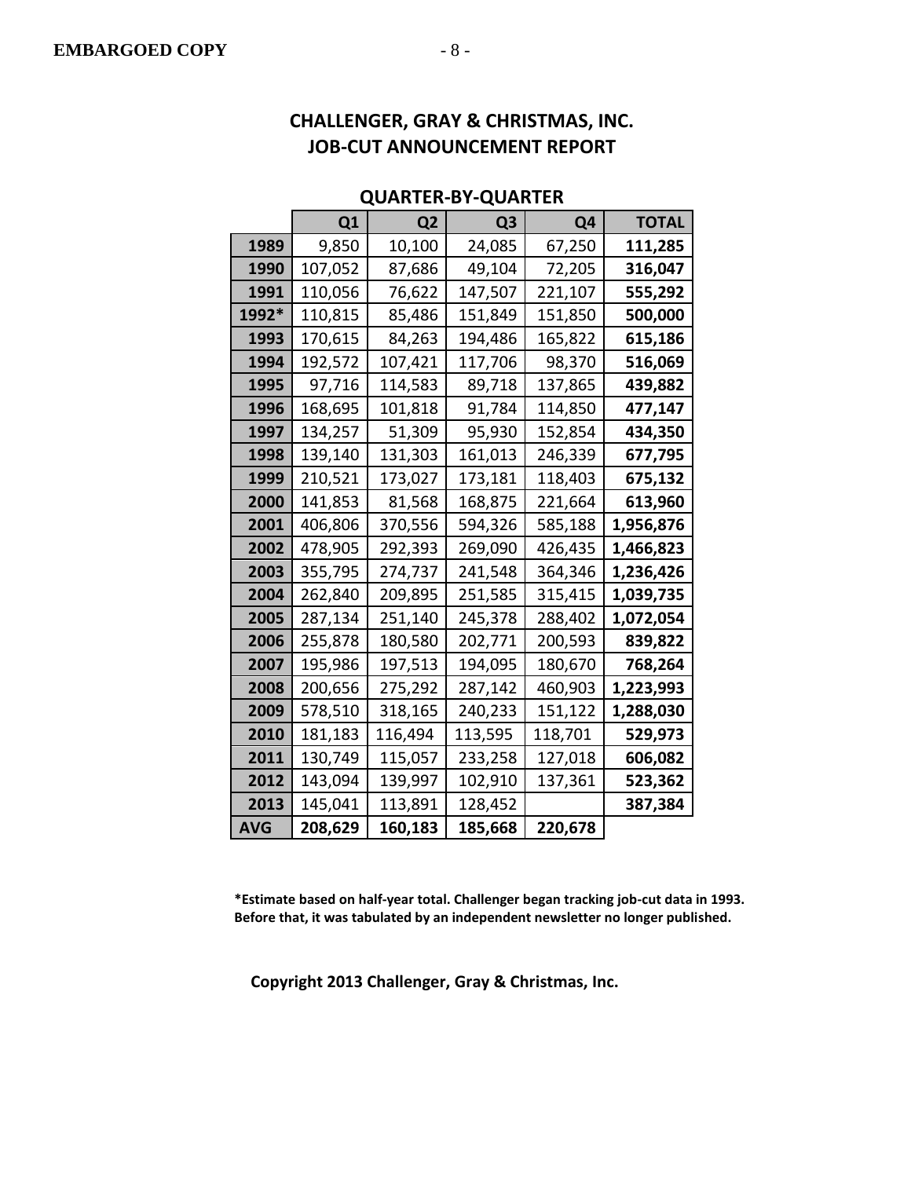## CHALLENGER, GRAY & CHRISTMAS, INC.
## JOB-CUT ANNOUNCEMENT REPORT

### QUARTER-BY-QUARTER

| | Q1 | Q2 | Q3 | Q4 | TOTAL |
|---|---|---|---|---|---|
| 1989 | 9,850 | 10,100 | 24,085 | 67,250 | **111,285** |
| 1990 | 107,052 | 87,686 | 49,104 | 72,205 | **316,047** |
| 1991 | 110,056 | 76,622 | 147,507 | 221,107 | **555,292** |
| 1992* | 110,815 | 85,486 | 151,849 | 151,850 | **500,000** |
| 1993 | 170,615 | 84,263 | 194,486 | 165,822 | **615,186** |
| 1994 | 192,572 | 107,421 | 117,706 | 98,370 | **516,069** |
| 1995 | 97,716 | 114,583 | 89,718 | 137,865 | **439,882** |
| 1996 | 168,695 | 101,818 | 91,784 | 114,850 | **477,147** |
| 1997 | 134,257 | 51,309 | 95,930 | 152,854 | **434,350** |
| 1998 | 139,140 | 131,303 | 161,013 | 246,339 | **677,795** |
| 1999 | 210,521 | 173,027 | 173,181 | 118,403 | **675,132** |
| 2000 | 141,853 | 81,568 | 168,875 | 221,664 | **613,960** |
| 2001 | 406,806 | 370,556 | 594,326 | 585,188 | **1,956,876** |
| 2002 | 478,905 | 292,393 | 269,090 | 426,435 | **1,466,823** |
| 2003 | 355,795 | 274,737 | 241,548 | 364,346 | **1,236,426** |
| 2004 | 262,840 | 209,895 | 251,585 | 315,415 | **1,039,735** |
| 2005 | 287,134 | 251,140 | 245,378 | 288,402 | **1,072,054** |
| 2006 | 255,878 | 180,580 | 202,771 | 200,593 | **839,822** |
| 2007 | 195,986 | 197,513 | 194,095 | 180,670 | **768,264** |
| 2008 | 200,656 | 275,292 | 287,142 | 460,903 | **1,223,993** |
| 2009 | 578,510 | 318,165 | 240,233 | 151,122 | **1,288,030** |
| 2010 | 181,183 | 116,494 | 113,595 | 118,701 | **529,973** |
| 2011 | 130,749 | 115,057 | 233,258 | 127,018 | **606,082** |
| 2012 | 143,094 | 139,997 | 102,910 | 137,361 | **523,362** |
| 2013 | 145,041 | 113,891 | 128,452 | | **387,384** |
| AVG | **208,629** | **160,183** | **185,668** | **220,678** | |

**\*Estimate based on half-year total. Challenger began tracking job-cut data in 1993. Before that, it was tabulated by an independent newsletter no longer published.**

**Copyright 2013 Challenger, Gray & Christmas, Inc.**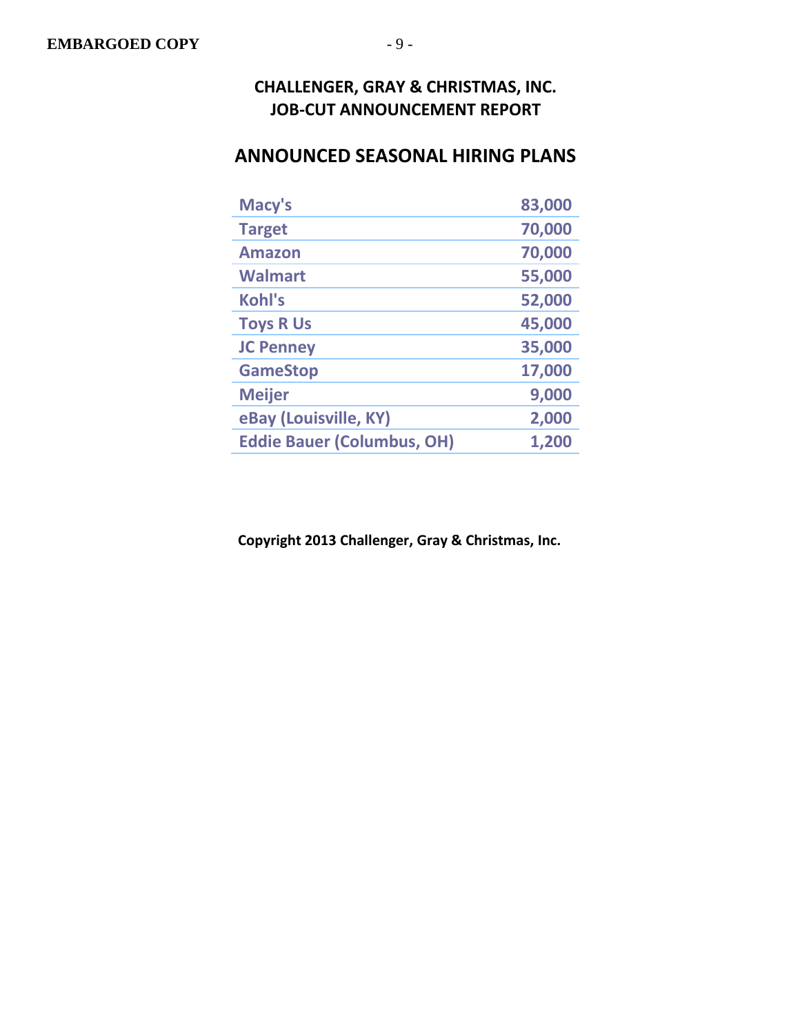# CHALLENGER, GRAY & CHRISTMAS, INC.
# JOB-CUT ANNOUNCEMENT REPORT

## ANNOUNCED SEASONAL HIRING PLANS

| | |
|---|---:|
| Macy's | 83,000 |
| Target | 70,000 |
| Amazon | 70,000 |
| Walmart | 55,000 |
| Kohl's | 52,000 |
| Toys R Us | 45,000 |
| JC Penney | 35,000 |
| GameStop | 17,000 |
| Meijer | 9,000 |
| eBay (Louisville, KY) | 2,000 |
| Eddie Bauer (Columbus, OH) | 1,200 |

**Copyright 2013 Challenger, Gray & Christmas, Inc.**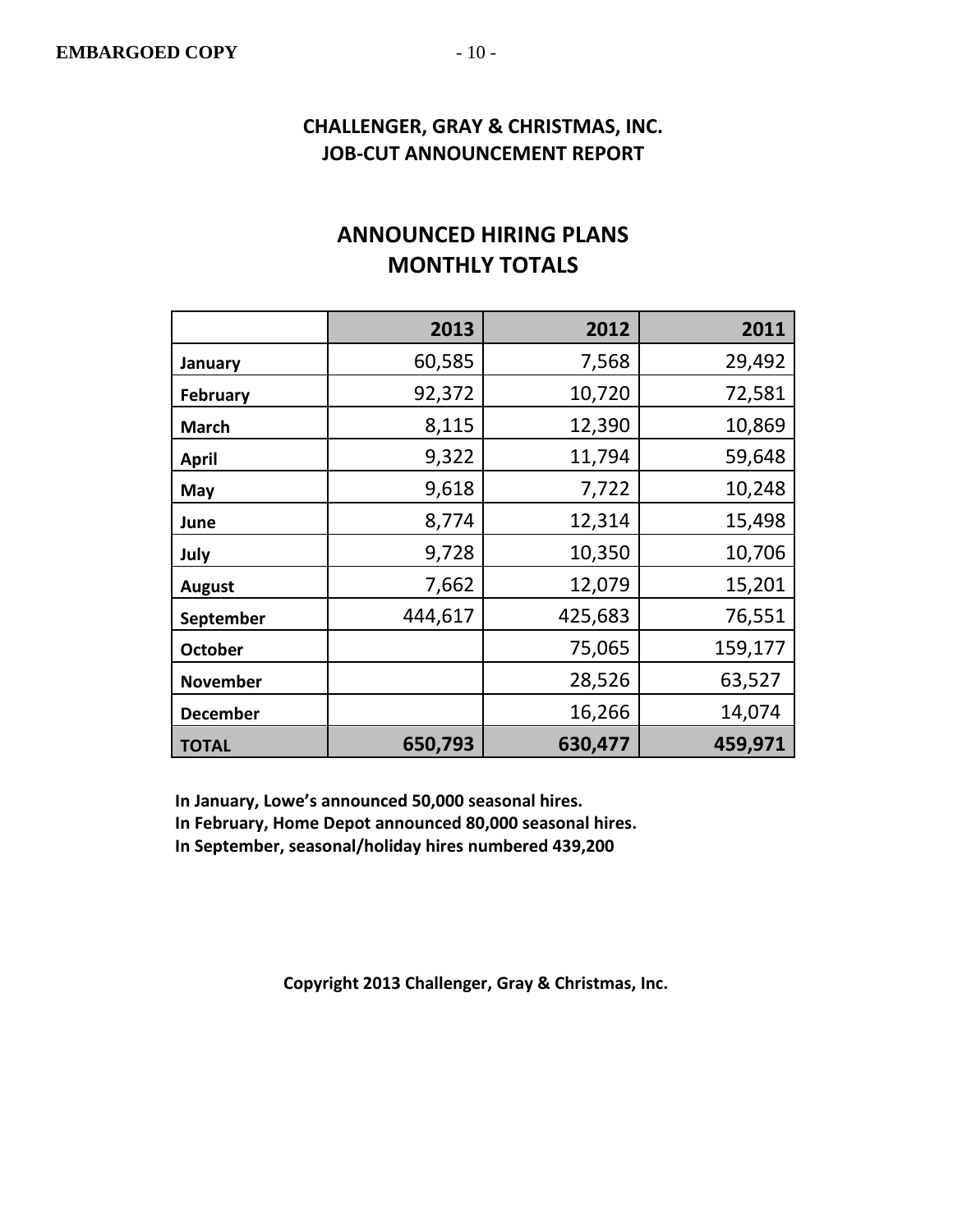**CHALLENGER, GRAY & CHRISTMAS, INC.**
**JOB-CUT ANNOUNCEMENT REPORT**

## ANNOUNCED HIRING PLANS
## MONTHLY TOTALS

| | 2013 | 2012 | 2011 |
|---|---|---|---|
| **January** | 60,585 | 7,568 | 29,492 |
| **February** | 92,372 | 10,720 | 72,581 |
| **March** | 8,115 | 12,390 | 10,869 |
| **April** | 9,322 | 11,794 | 59,648 |
| **May** | 9,618 | 7,722 | 10,248 |
| **June** | 8,774 | 12,314 | 15,498 |
| **July** | 9,728 | 10,350 | 10,706 |
| **August** | 7,662 | 12,079 | 15,201 |
| **September** | 444,617 | 425,683 | 76,551 |
| **October** | | 75,065 | 159,177 |
| **November** | | 28,526 | 63,527 |
| **December** | | 16,266 | 14,074 |
| **TOTAL** | **650,793** | **630,477** | **459,971** |

**In January, Lowe's announced 50,000 seasonal hires.**
**In February, Home Depot announced 80,000 seasonal hires.**
**In September, seasonal/holiday hires numbered 439,200**

**Copyright 2013 Challenger, Gray & Christmas, Inc.**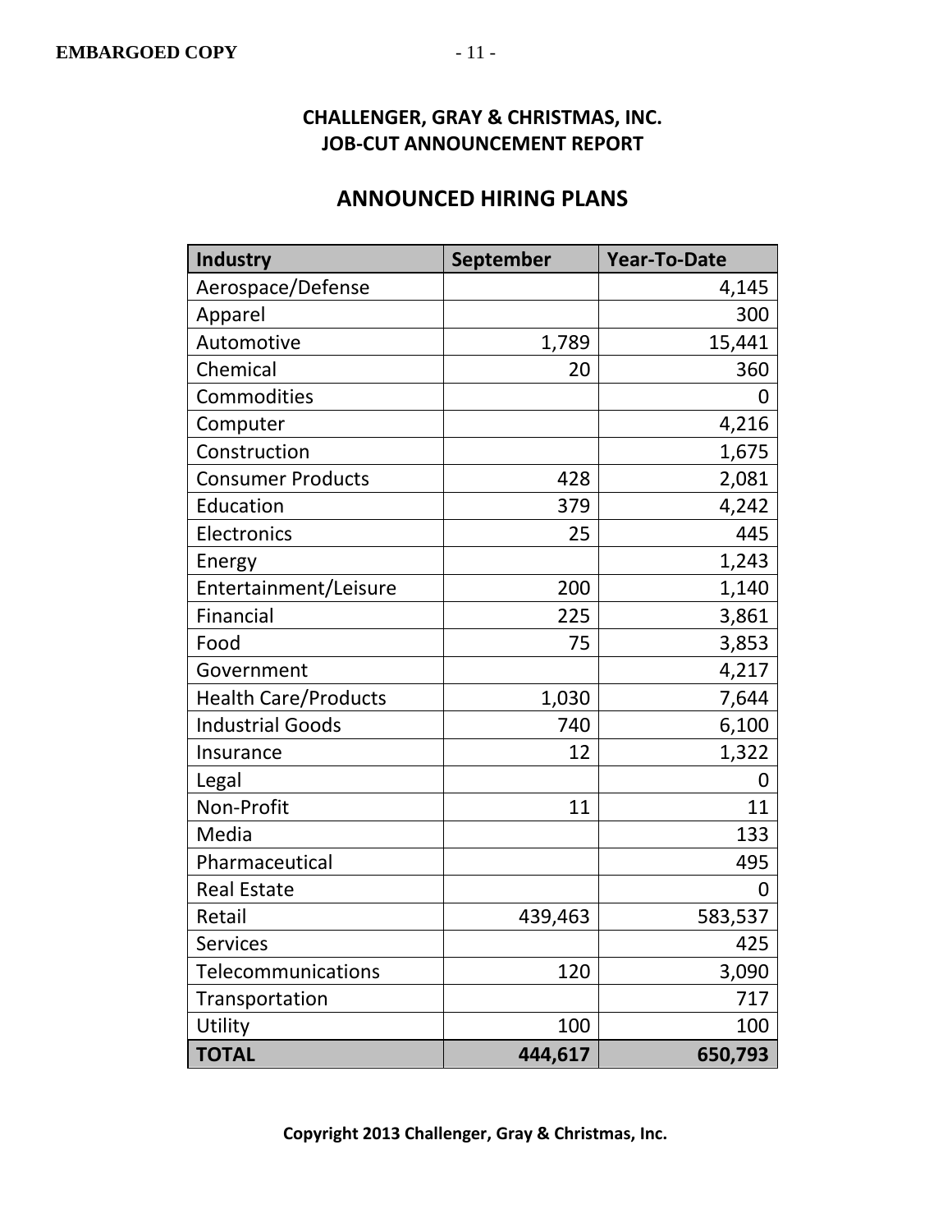**EMBARGOED COPY**

**CHALLENGER, GRAY & CHRISTMAS, INC.**
**JOB-CUT ANNOUNCEMENT REPORT**

## ANNOUNCED HIRING PLANS

| Industry | September | Year-To-Date |
|---|---|---|
| Aerospace/Defense | | 4,145 |
| Apparel | | 300 |
| Automotive | 1,789 | 15,441 |
| Chemical | 20 | 360 |
| Commodities | | 0 |
| Computer | | 4,216 |
| Construction | | 1,675 |
| Consumer Products | 428 | 2,081 |
| Education | 379 | 4,242 |
| Electronics | 25 | 445 |
| Energy | | 1,243 |
| Entertainment/Leisure | 200 | 1,140 |
| Financial | 225 | 3,861 |
| Food | 75 | 3,853 |
| Government | | 4,217 |
| Health Care/Products | 1,030 | 7,644 |
| Industrial Goods | 740 | 6,100 |
| Insurance | 12 | 1,322 |
| Legal | | 0 |
| Non-Profit | 11 | 11 |
| Media | | 133 |
| Pharmaceutical | | 495 |
| Real Estate | | 0 |
| Retail | 439,463 | 583,537 |
| Services | | 425 |
| Telecommunications | 120 | 3,090 |
| Transportation | | 717 |
| Utility | 100 | 100 |
| **TOTAL** | **444,617** | **650,793** |

**Copyright 2013 Challenger, Gray & Christmas, Inc.**